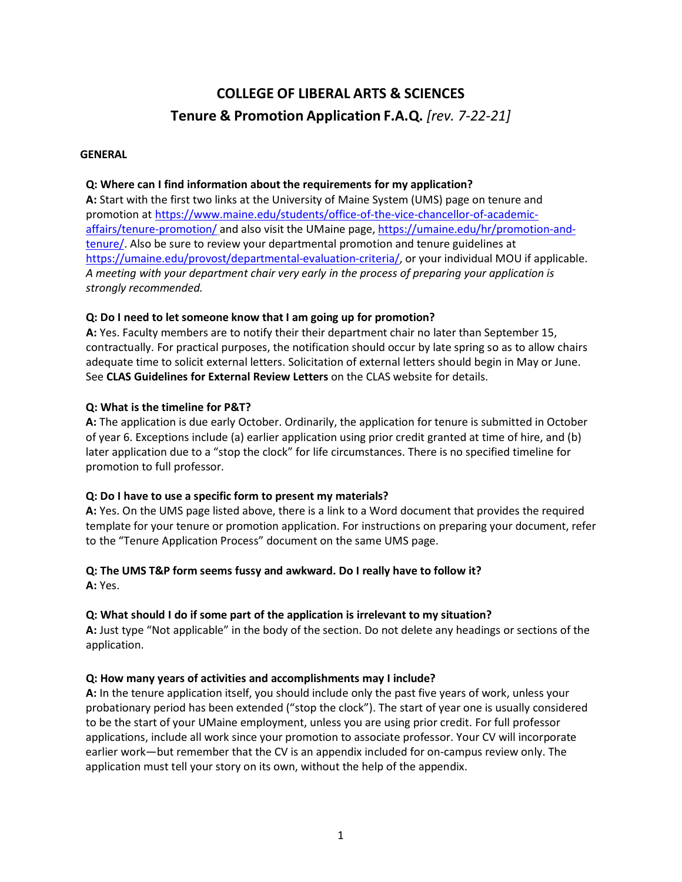# COLLEGE OF LIBERAL ARTS & SCIENCES

## Tenure & Promotion Application F.A.Q. *[rev. 7-22-21]*

### GENERAL

**Q: Where can I find information about the requirements for my application?**
**A:** Start with the first two links at the University of Maine System (UMS) page on tenure and promotion at [https://www.maine.edu/students/office-of-the-vice-chancellor-of-academic-affairs/tenure-promotion/](https://www.maine.edu/students/office-of-the-vice-chancellor-of-academic-affairs/tenure-promotion/) and also visit the UMaine page, [https://umaine.edu/hr/promotion-and-tenure/](https://umaine.edu/hr/promotion-and-tenure/). Also be sure to review your departmental promotion and tenure guidelines at [https://umaine.edu/provost/departmental-evaluation-criteria/](https://umaine.edu/provost/departmental-evaluation-criteria/), or your individual MOU if applicable. *A meeting with your department chair very early in the process of preparing your application is strongly recommended.*

**Q: Do I need to let someone know that I am going up for promotion?**
**A:** Yes. Faculty members are to notify their their department chair no later than September 15, contractually. For practical purposes, the notification should occur by late spring so as to allow chairs adequate time to solicit external letters. Solicitation of external letters should begin in May or June. See **CLAS Guidelines for External Review Letters** on the CLAS website for details.

**Q: What is the timeline for P&T?**
**A:** The application is due early October. Ordinarily, the application for tenure is submitted in October of year 6. Exceptions include (a) earlier application using prior credit granted at time of hire, and (b) later application due to a "stop the clock" for life circumstances. There is no specified timeline for promotion to full professor.

**Q: Do I have to use a specific form to present my materials?**
**A:** Yes. On the UMS page listed above, there is a link to a Word document that provides the required template for your tenure or promotion application. For instructions on preparing your document, refer to the "Tenure Application Process" document on the same UMS page.

**Q: The UMS T&P form seems fussy and awkward. Do I really have to follow it?**
**A:** Yes.

**Q: What should I do if some part of the application is irrelevant to my situation?**
**A:** Just type "Not applicable" in the body of the section. Do not delete any headings or sections of the application.

**Q: How many years of activities and accomplishments may I include?**
**A:** In the tenure application itself, you should include only the past five years of work, unless your probationary period has been extended ("stop the clock"). The start of year one is usually considered to be the start of your UMaine employment, unless you are using prior credit. For full professor applications, include all work since your promotion to associate professor. Your CV will incorporate earlier work—but remember that the CV is an appendix included for on-campus review only. The application must tell your story on its own, without the help of the appendix.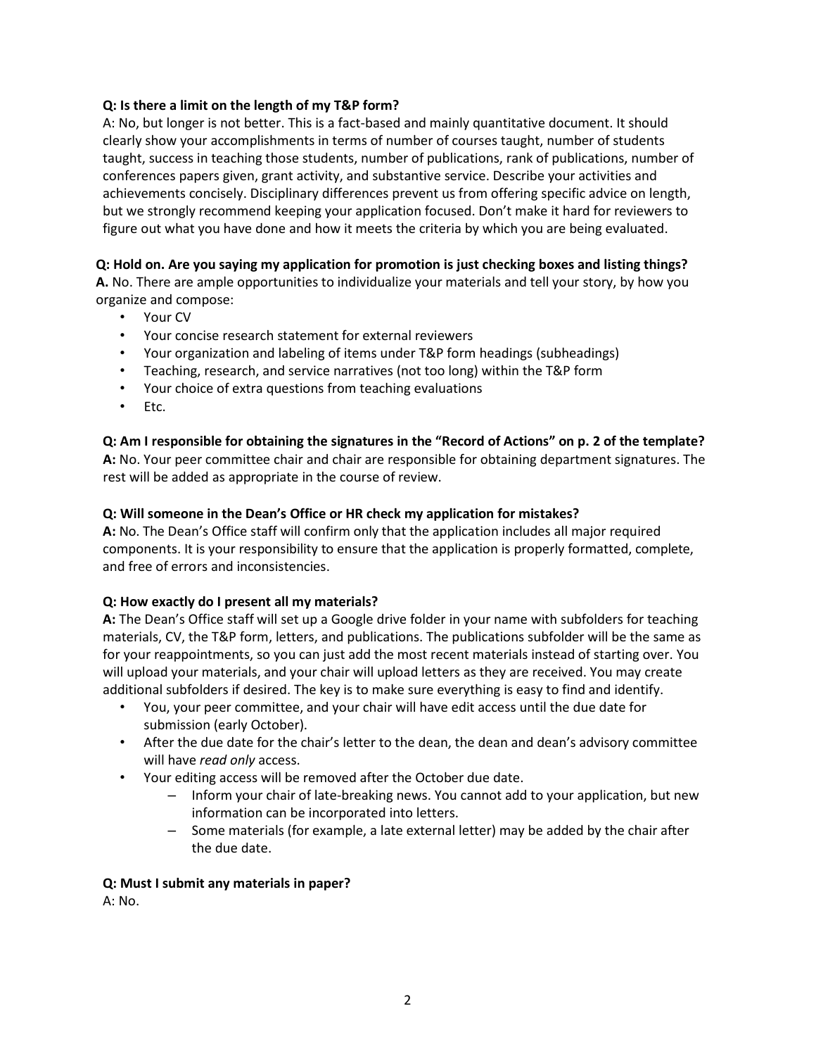**Q: Is there a limit on the length of my T&P form?**

A: No, but longer is not better. This is a fact-based and mainly quantitative document. It should clearly show your accomplishments in terms of number of courses taught, number of students taught, success in teaching those students, number of publications, rank of publications, number of conferences papers given, grant activity, and substantive service. Describe your activities and achievements concisely. Disciplinary differences prevent us from offering specific advice on length, but we strongly recommend keeping your application focused. Don't make it hard for reviewers to figure out what you have done and how it meets the criteria by which you are being evaluated.

**Q: Hold on. Are you saying my application for promotion is just checking boxes and listing things?**

**A.** No. There are ample opportunities to individualize your materials and tell your story, by how you organize and compose:

- Your CV
- Your concise research statement for external reviewers
- Your organization and labeling of items under T&P form headings (subheadings)
- Teaching, research, and service narratives (not too long) within the T&P form
- Your choice of extra questions from teaching evaluations
- Etc.

**Q: Am I responsible for obtaining the signatures in the "Record of Actions" on p. 2 of the template?**

**A:** No. Your peer committee chair and chair are responsible for obtaining department signatures. The rest will be added as appropriate in the course of review.

**Q: Will someone in the Dean's Office or HR check my application for mistakes?**

**A:** No. The Dean's Office staff will confirm only that the application includes all major required components. It is your responsibility to ensure that the application is properly formatted, complete, and free of errors and inconsistencies.

**Q: How exactly do I present all my materials?**

**A:** The Dean's Office staff will set up a Google drive folder in your name with subfolders for teaching materials, CV, the T&P form, letters, and publications. The publications subfolder will be the same as for your reappointments, so you can just add the most recent materials instead of starting over. You will upload your materials, and your chair will upload letters as they are received. You may create additional subfolders if desired. The key is to make sure everything is easy to find and identify.

- You, your peer committee, and your chair will have edit access until the due date for submission (early October).
- After the due date for the chair's letter to the dean, the dean and dean's advisory committee will have *read only* access.
- Your editing access will be removed after the October due date.
  - Inform your chair of late-breaking news. You cannot add to your application, but new information can be incorporated into letters.
  - Some materials (for example, a late external letter) may be added by the chair after the due date.

**Q: Must I submit any materials in paper?**

A: No.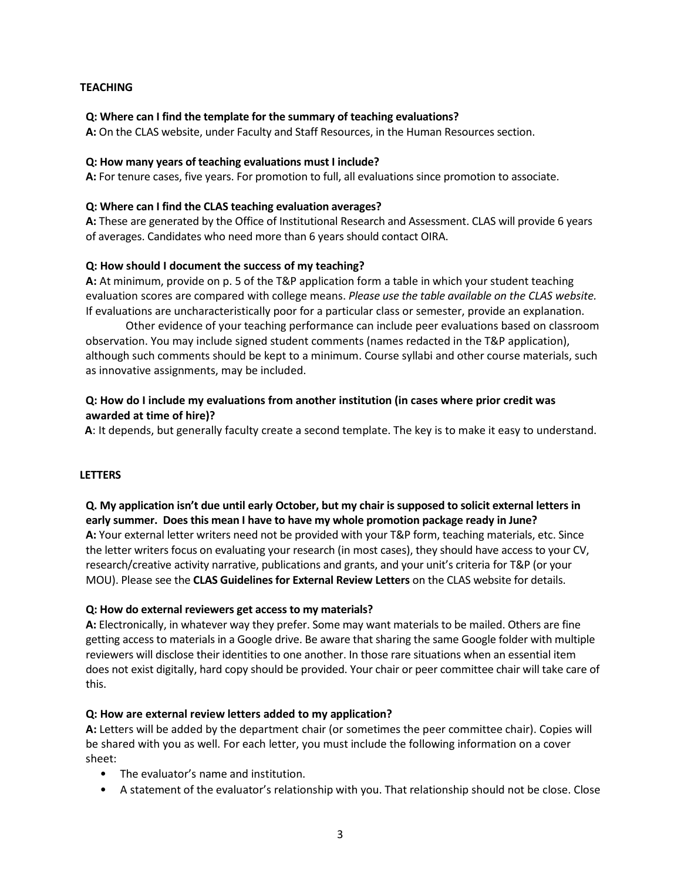## TEACHING

**Q: Where can I find the template for the summary of teaching evaluations?**
**A:** On the CLAS website, under Faculty and Staff Resources, in the Human Resources section.

**Q: How many years of teaching evaluations must I include?**
**A:** For tenure cases, five years. For promotion to full, all evaluations since promotion to associate.

**Q: Where can I find the CLAS teaching evaluation averages?**
**A:** These are generated by the Office of Institutional Research and Assessment. CLAS will provide 6 years of averages. Candidates who need more than 6 years should contact OIRA.

**Q: How should I document the success of my teaching?**
**A:** At minimum, provide on p. 5 of the T&P application form a table in which your student teaching evaluation scores are compared with college means. *Please use the table available on the CLAS website.* If evaluations are uncharacteristically poor for a particular class or semester, provide an explanation.

Other evidence of your teaching performance can include peer evaluations based on classroom observation. You may include signed student comments (names redacted in the T&P application), although such comments should be kept to a minimum. Course syllabi and other course materials, such as innovative assignments, may be included.

**Q: How do I include my evaluations from another institution (in cases where prior credit was awarded at time of hire)?**
**A**: It depends, but generally faculty create a second template. The key is to make it easy to understand.

## LETTERS

**Q. My application isn't due until early October, but my chair is supposed to solicit external letters in early summer. Does this mean I have to have my whole promotion package ready in June?**
**A:** Your external letter writers need not be provided with your T&P form, teaching materials, etc. Since the letter writers focus on evaluating your research (in most cases), they should have access to your CV, research/creative activity narrative, publications and grants, and your unit's criteria for T&P (or your MOU). Please see the **CLAS Guidelines for External Review Letters** on the CLAS website for details.

**Q: How do external reviewers get access to my materials?**
**A:** Electronically, in whatever way they prefer. Some may want materials to be mailed. Others are fine getting access to materials in a Google drive. Be aware that sharing the same Google folder with multiple reviewers will disclose their identities to one another. In those rare situations when an essential item does not exist digitally, hard copy should be provided. Your chair or peer committee chair will take care of this.

**Q: How are external review letters added to my application?**
**A:** Letters will be added by the department chair (or sometimes the peer committee chair). Copies will be shared with you as well. For each letter, you must include the following information on a cover sheet:

- The evaluator's name and institution.
- A statement of the evaluator's relationship with you. That relationship should not be close. Close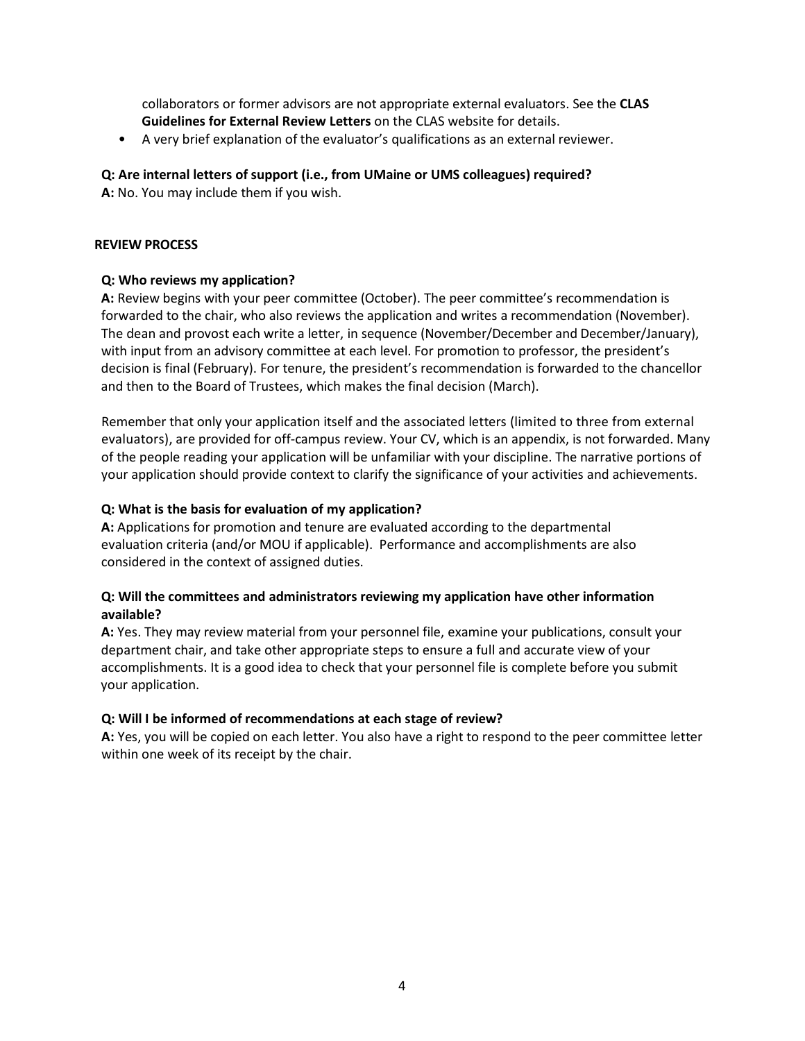collaborators or former advisors are not appropriate external evaluators. See the **CLAS Guidelines for External Review Letters** on the CLAS website for details.

- A very brief explanation of the evaluator's qualifications as an external reviewer.

**Q: Are internal letters of support (i.e., from UMaine or UMS colleagues) required?**
**A:** No. You may include them if you wish.

## REVIEW PROCESS

**Q: Who reviews my application?**
**A:** Review begins with your peer committee (October). The peer committee's recommendation is forwarded to the chair, who also reviews the application and writes a recommendation (November). The dean and provost each write a letter, in sequence (November/December and December/January), with input from an advisory committee at each level. For promotion to professor, the president's decision is final (February). For tenure, the president's recommendation is forwarded to the chancellor and then to the Board of Trustees, which makes the final decision (March).

Remember that only your application itself and the associated letters (limited to three from external evaluators), are provided for off-campus review. Your CV, which is an appendix, is not forwarded. Many of the people reading your application will be unfamiliar with your discipline. The narrative portions of your application should provide context to clarify the significance of your activities and achievements.

**Q: What is the basis for evaluation of my application?**
**A:** Applications for promotion and tenure are evaluated according to the departmental evaluation criteria (and/or MOU if applicable). Performance and accomplishments are also considered in the context of assigned duties.

**Q: Will the committees and administrators reviewing my application have other information available?**
**A:** Yes. They may review material from your personnel file, examine your publications, consult your department chair, and take other appropriate steps to ensure a full and accurate view of your accomplishments. It is a good idea to check that your personnel file is complete before you submit your application.

**Q: Will I be informed of recommendations at each stage of review?**
**A:** Yes, you will be copied on each letter. You also have a right to respond to the peer committee letter within one week of its receipt by the chair.